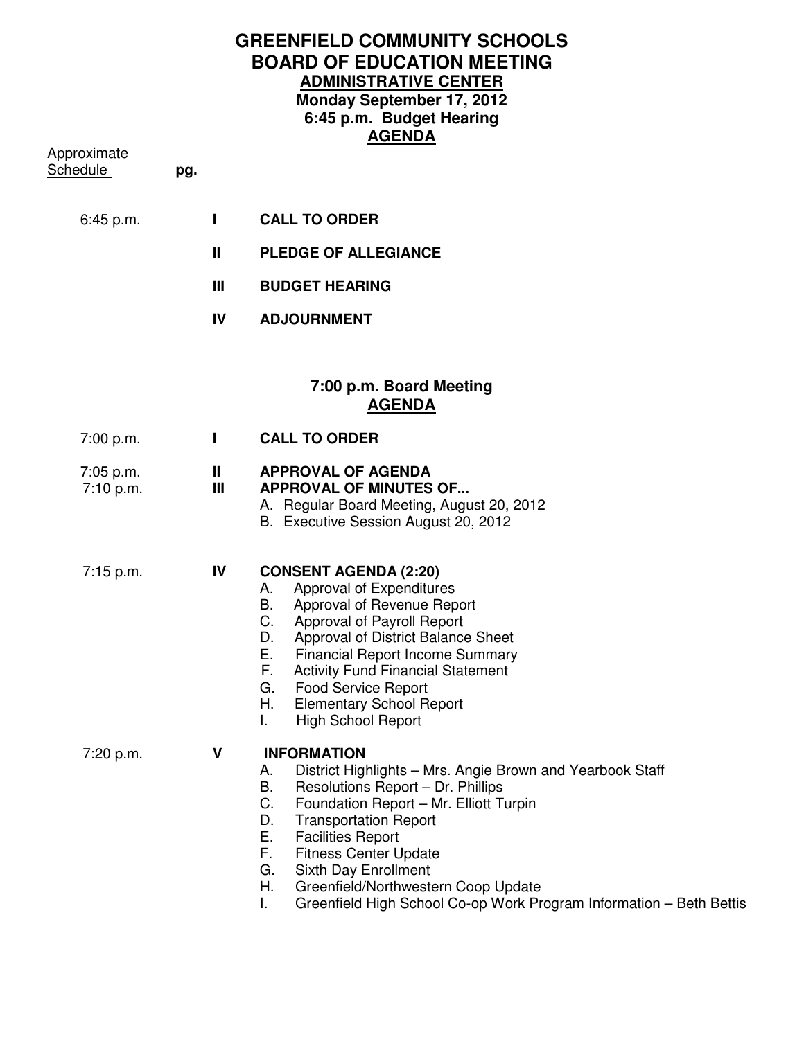# GREENFIELD COMMUNITY SCHOOLS
## BOARD OF EDUCATION MEETING
### ADMINISTRATIVE CENTER
### Monday September 17, 2012
### 6:45 p.m. Budget Hearing
### AGENDA

| Approximate Schedule | pg. | | |
|---|---|---|---|
| 6:45 p.m. | | I | **CALL TO ORDER** |
| | | II | **PLEDGE OF ALLEGIANCE** |
| | | III | **BUDGET HEARING** |
| | | IV | **ADJOURNMENT** |

## 7:00 p.m. Board Meeting
### AGENDA

| Approximate Schedule | pg. | | |
|---|---|---|---|
| 7:00 p.m. | | I | **CALL TO ORDER** |
| 7:05 p.m. | | II | **APPROVAL OF AGENDA** |
| 7:10 p.m. | | III | **APPROVAL OF MINUTES OF...** |
| 7:15 p.m. | | IV | **CONSENT AGENDA (2:20)** |
| 7:20 p.m. | | V | **INFORMATION** |

**III APPROVAL OF MINUTES OF...**

A. Regular Board Meeting, August 20, 2012
B. Executive Session August 20, 2012

**IV CONSENT AGENDA (2:20)**

A. Approval of Expenditures
B. Approval of Revenue Report
C. Approval of Payroll Report
D. Approval of District Balance Sheet
E. Financial Report Income Summary
F. Activity Fund Financial Statement
G. Food Service Report
H. Elementary School Report
I. High School Report

**V INFORMATION**

A. District Highlights – Mrs. Angie Brown and Yearbook Staff
B. Resolutions Report – Dr. Phillips
C. Foundation Report – Mr. Elliott Turpin
D. Transportation Report
E. Facilities Report
F. Fitness Center Update
G. Sixth Day Enrollment
H. Greenfield/Northwestern Coop Update
I. Greenfield High School Co-op Work Program Information – Beth Bettis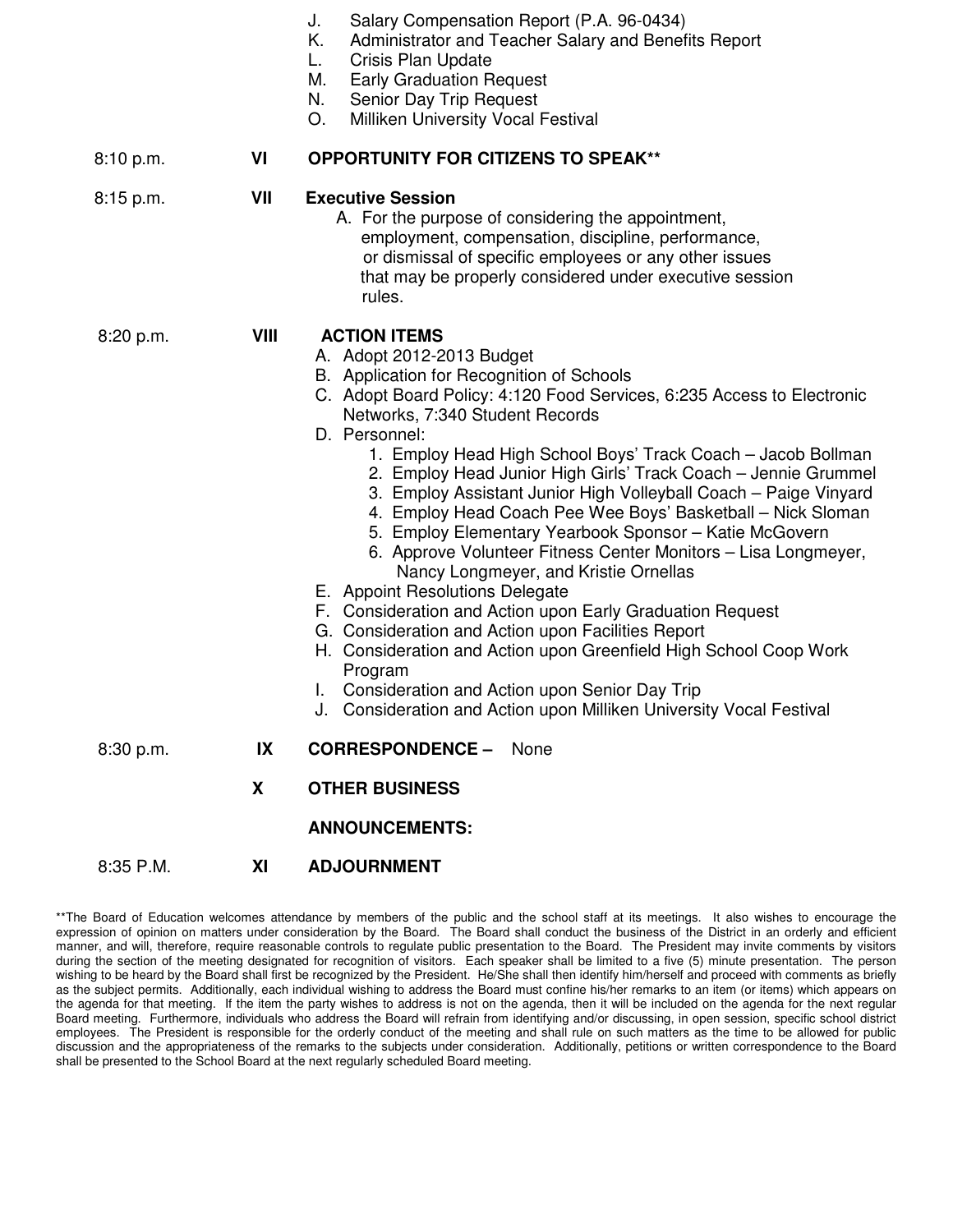J. Salary Compensation Report (P.A. 96-0434)
K. Administrator and Teacher Salary and Benefits Report
L. Crisis Plan Update
M. Early Graduation Request
N. Senior Day Trip Request
O. Milliken University Vocal Festival

8:10 p.m. **VI OPPORTUNITY FOR CITIZENS TO SPEAK****

8:15 p.m. **VII Executive Session**

A. For the purpose of considering the appointment, employment, compensation, discipline, performance, or dismissal of specific employees or any other issues that may be properly considered under executive session rules.

8:20 p.m. **VIII ACTION ITEMS**

A. Adopt 2012-2013 Budget
B. Application for Recognition of Schools
C. Adopt Board Policy: 4:120 Food Services, 6:235 Access to Electronic Networks, 7:340 Student Records
D. Personnel:
   1. Employ Head High School Boys' Track Coach – Jacob Bollman
   2. Employ Head Junior High Girls' Track Coach – Jennie Grummel
   3. Employ Assistant Junior High Volleyball Coach – Paige Vinyard
   4. Employ Head Coach Pee Wee Boys' Basketball – Nick Sloman
   5. Employ Elementary Yearbook Sponsor – Katie McGovern
   6. Approve Volunteer Fitness Center Monitors – Lisa Longmeyer, Nancy Longmeyer, and Kristie Ornellas
E. Appoint Resolutions Delegate
F. Consideration and Action upon Early Graduation Request
G. Consideration and Action upon Facilities Report
H. Consideration and Action upon Greenfield High School Coop Work Program
I. Consideration and Action upon Senior Day Trip
J. Consideration and Action upon Milliken University Vocal Festival

8:30 p.m. **IX CORRESPONDENCE –** None

**X OTHER BUSINESS**

**ANNOUNCEMENTS:**

8:35 P.M. **XI ADJOURNMENT**

**The Board of Education welcomes attendance by members of the public and the school staff at its meetings. It also wishes to encourage the expression of opinion on matters under consideration by the Board. The Board shall conduct the business of the District in an orderly and efficient manner, and will, therefore, require reasonable controls to regulate public presentation to the Board. The President may invite comments by visitors during the section of the meeting designated for recognition of visitors. Each speaker shall be limited to a five (5) minute presentation. The person wishing to be heard by the Board shall first be recognized by the President. He/She shall then identify him/herself and proceed with comments as briefly as the subject permits. Additionally, each individual wishing to address the Board must confine his/her remarks to an item (or items) which appears on the agenda for that meeting. If the item the party wishes to address is not on the agenda, then it will be included on the agenda for the next regular Board meeting. Furthermore, individuals who address the Board will refrain from identifying and/or discussing, in open session, specific school district employees. The President is responsible for the orderly conduct of the meeting and shall rule on such matters as the time to be allowed for public discussion and the appropriateness of the remarks to the subjects under consideration. Additionally, petitions or written correspondence to the Board shall be presented to the School Board at the next regularly scheduled Board meeting.